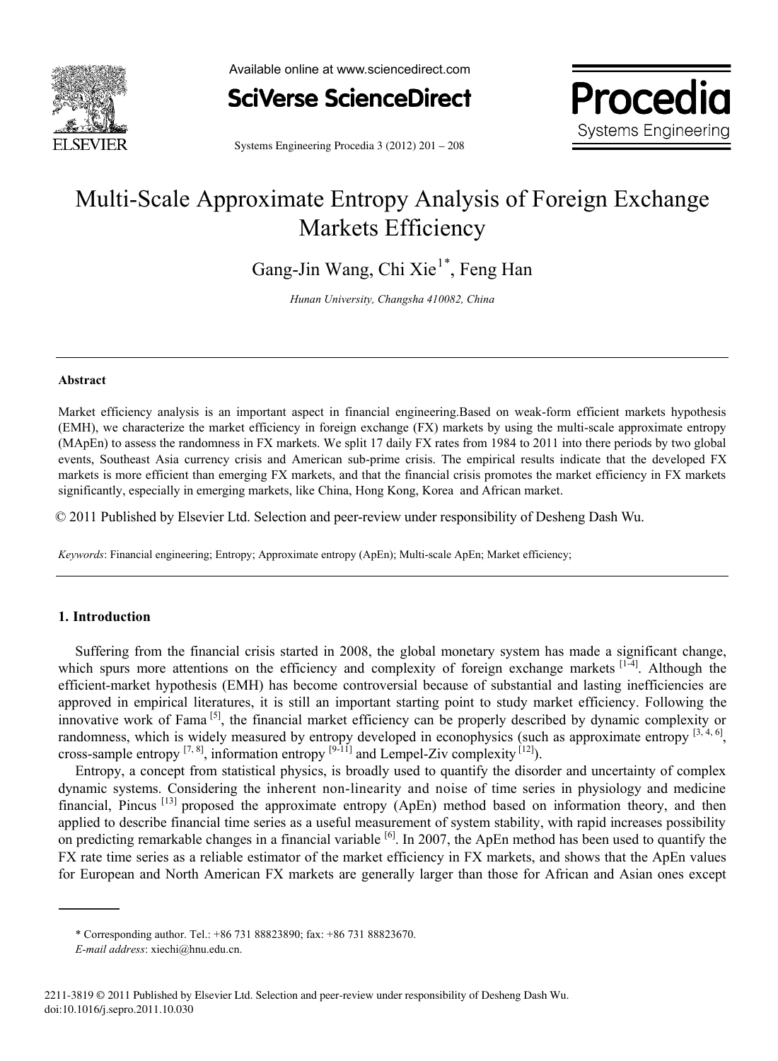# Multi-Scale Approximate Entropy Analysis of Foreign Exchange Markets Efficiency

Gang-Jin Wang, Chi Xie[1*], Feng Han

*Hunan University, Changsha 410082, China*

---

## Abstract

Market efficiency analysis is an important aspect in financial engineering.Based on weak-form efficient markets hypothesis (EMH), we characterize the market efficiency in foreign exchange (FX) markets by using the multi-scale approximate entropy (MApEn) to assess the randomness in FX markets. We split 17 daily FX rates from 1984 to 2011 into there periods by two global events, Southeast Asia currency crisis and American sub-prime crisis. The empirical results indicate that the developed FX markets is more efficient than emerging FX markets, and that the financial crisis promotes the market efficiency in FX markets significantly, especially in emerging markets, like China, Hong Kong, Korea and African market.

© 2011 Published by Elsevier Ltd. Selection and peer-review under responsibility of Desheng Dash Wu.

*Keywords*: Financial engineering; Entropy; Approximate entropy (ApEn); Multi-scale ApEn; Market efficiency;

---

## 1. Introduction

Suffering from the financial crisis started in 2008, the global monetary system has made a significant change, which spurs more attentions on the efficiency and complexity of foreign exchange markets [1-4]. Although the efficient-market hypothesis (EMH) has become controversial because of substantial and lasting inefficiencies are approved in empirical literatures, it is still an important starting point to study market efficiency. Following the innovative work of Fama [5], the financial market efficiency can be properly described by dynamic complexity or randomness, which is widely measured by entropy developed in econophysics (such as approximate entropy [3, 4, 6], cross-sample entropy [7, 8], information entropy [9-11] and Lempel-Ziv complexity [12]).

Entropy, a concept from statistical physics, is broadly used to quantify the disorder and uncertainty of complex dynamic systems. Considering the inherent non-linearity and noise of time series in physiology and medicine financial, Pincus [13] proposed the approximate entropy (ApEn) method based on information theory, and then applied to describe financial time series as a useful measurement of system stability, with rapid increases possibility on predicting remarkable changes in a financial variable [6]. In 2007, the ApEn method has been used to quantify the FX rate time series as a reliable estimator of the market efficiency in FX markets, and shows that the ApEn values for European and North American FX markets are generally larger than those for African and Asian ones except

---

\* Corresponding author. Tel.: +86 731 88823890; fax: +86 731 88823670.
*E-mail address*: xiechi@hnu.edu.cn.

2211-3819 © 2011 Published by Elsevier Ltd. Selection and peer-review under responsibility of Desheng Dash Wu.
doi:10.1016/j.sepro.2011.10.030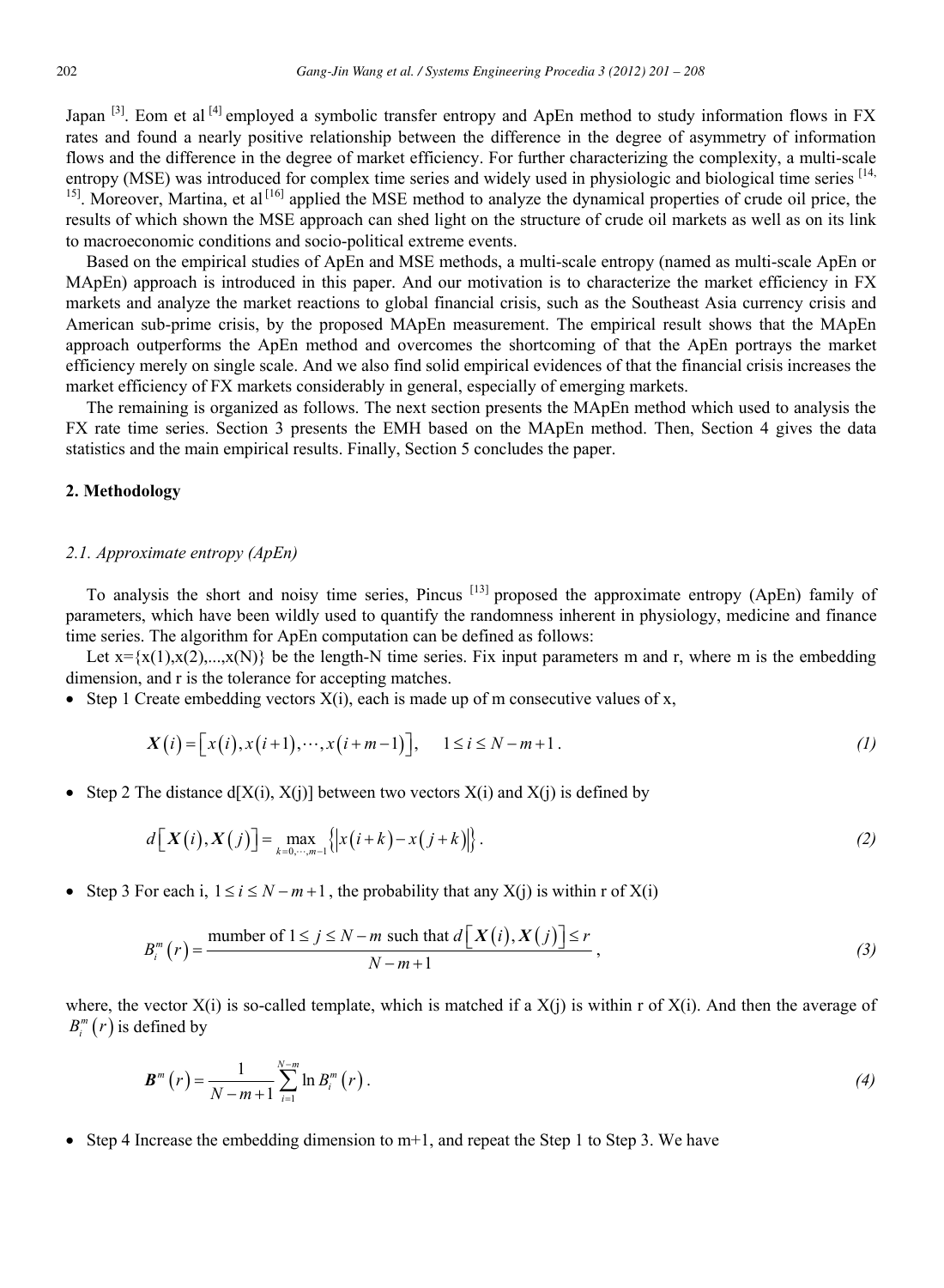Japan [3]. Eom et al [4] employed a symbolic transfer entropy and ApEn method to study information flows in FX rates and found a nearly positive relationship between the difference in the degree of asymmetry of information flows and the difference in the degree of market efficiency. For further characterizing the complexity, a multi-scale entropy (MSE) was introduced for complex time series and widely used in physiologic and biological time series [14, 15]. Moreover, Martina, et al [16] applied the MSE method to analyze the dynamical properties of crude oil price, the results of which shown the MSE approach can shed light on the structure of crude oil markets as well as on its link to macroeconomic conditions and socio-political extreme events.

Based on the empirical studies of ApEn and MSE methods, a multi-scale entropy (named as multi-scale ApEn or MApEn) approach is introduced in this paper. And our motivation is to characterize the market efficiency in FX markets and analyze the market reactions to global financial crisis, such as the Southeast Asia currency crisis and American sub-prime crisis, by the proposed MApEn measurement. The empirical result shows that the MApEn approach outperforms the ApEn method and overcomes the shortcoming of that the ApEn portrays the market efficiency merely on single scale. And we also find solid empirical evidences of that the financial crisis increases the market efficiency of FX markets considerably in general, especially of emerging markets.

The remaining is organized as follows. The next section presents the MApEn method which used to analysis the FX rate time series. Section 3 presents the EMH based on the MApEn method. Then, Section 4 gives the data statistics and the main empirical results. Finally, Section 5 concludes the paper.

## 2. Methodology

### *2.1. Approximate entropy (ApEn)*

To analysis the short and noisy time series, Pincus [13] proposed the approximate entropy (ApEn) family of parameters, which have been wildly used to quantify the randomness inherent in physiology, medicine and finance time series. The algorithm for ApEn computation can be defined as follows:

Let x={x(1),x(2),...,x(N)} be the length-N time series. Fix input parameters m and r, where m is the embedding dimension, and r is the tolerance for accepting matches.

- Step 1 Create embedding vectors X(i), each is made up of m consecutive values of x,

$$\boldsymbol{X}(i)=\left[x(i),x(i+1),\cdots,x(i+m-1)\right],\qquad 1\le i\le N-m+1\,. \tag{1}$$

- Step 2 The distance d[X(i), X(j)] between two vectors X(i) and X(j) is defined by

$$d\left[\boldsymbol{X}(i),\boldsymbol{X}(j)\right]=\max_{k=0,\cdots,m-1}\left\{\left|x(i+k)-x(j+k)\right|\right\}. \tag{2}$$

- Step 3 For each i, $1\le i\le N-m+1$, the probability that any X(j) is within r of X(i)

$$B_i^m(r)=\frac{\text{mumber of } 1\le j\le N-m \text{ such that } d\left[\boldsymbol{X}(i),\boldsymbol{X}(j)\right]\le r}{N-m+1}, \tag{3}$$

where, the vector X(i) is so-called template, which is matched if a X(j) is within r of X(i). And then the average of $B_i^m(r)$ is defined by

$$\boldsymbol{B}^m(r)=\frac{1}{N-m+1}\sum_{i=1}^{N-m}\ln B_i^m(r)\,. \tag{4}$$

- Step 4 Increase the embedding dimension to m+1, and repeat the Step 1 to Step 3. We have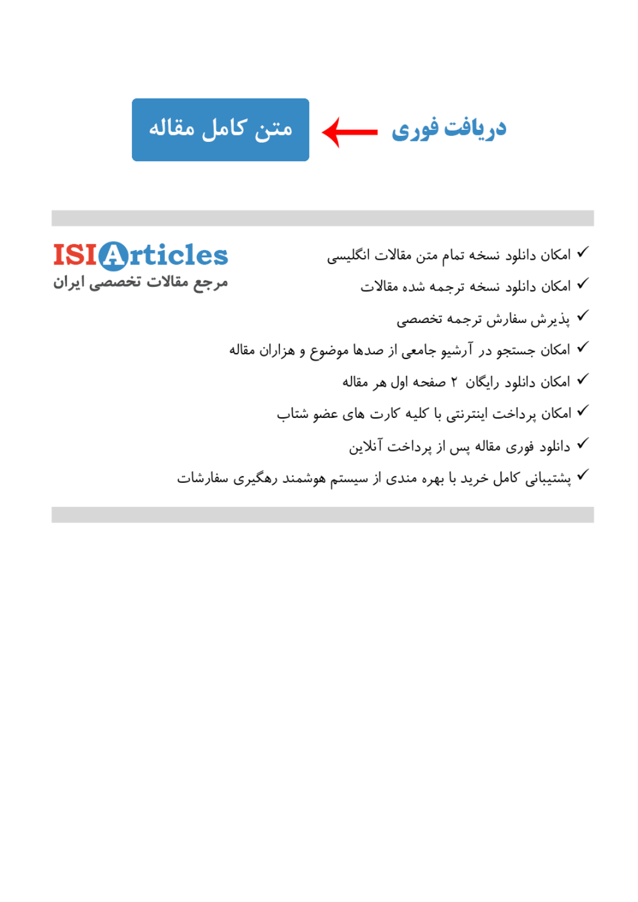دریافت فوری ← **متن کامل مقاله**

**ISIArticles**
مرجع مقالات تخصصی ایران

- ✓ امکان دانلود نسخه تمام متن مقالات انگلیسی
- ✓ امکان دانلود نسخه ترجمه شده مقالات
- ✓ پذیرش سفارش ترجمه تخصصی
- ✓ امکان جستجو در آرشیو جامعی از صدها موضوع و هزاران مقاله
- ✓ امکان دانلود رایگان ۲ صفحه اول هر مقاله
- ✓ امکان پرداخت اینترنتی با کلیه کارت های عضو شتاب
- ✓ دانلود فوری مقاله پس از پرداخت آنلاین
- ✓ پشتیبانی کامل خرید با بهره مندی از سیستم هوشمند رهگیری سفارشات